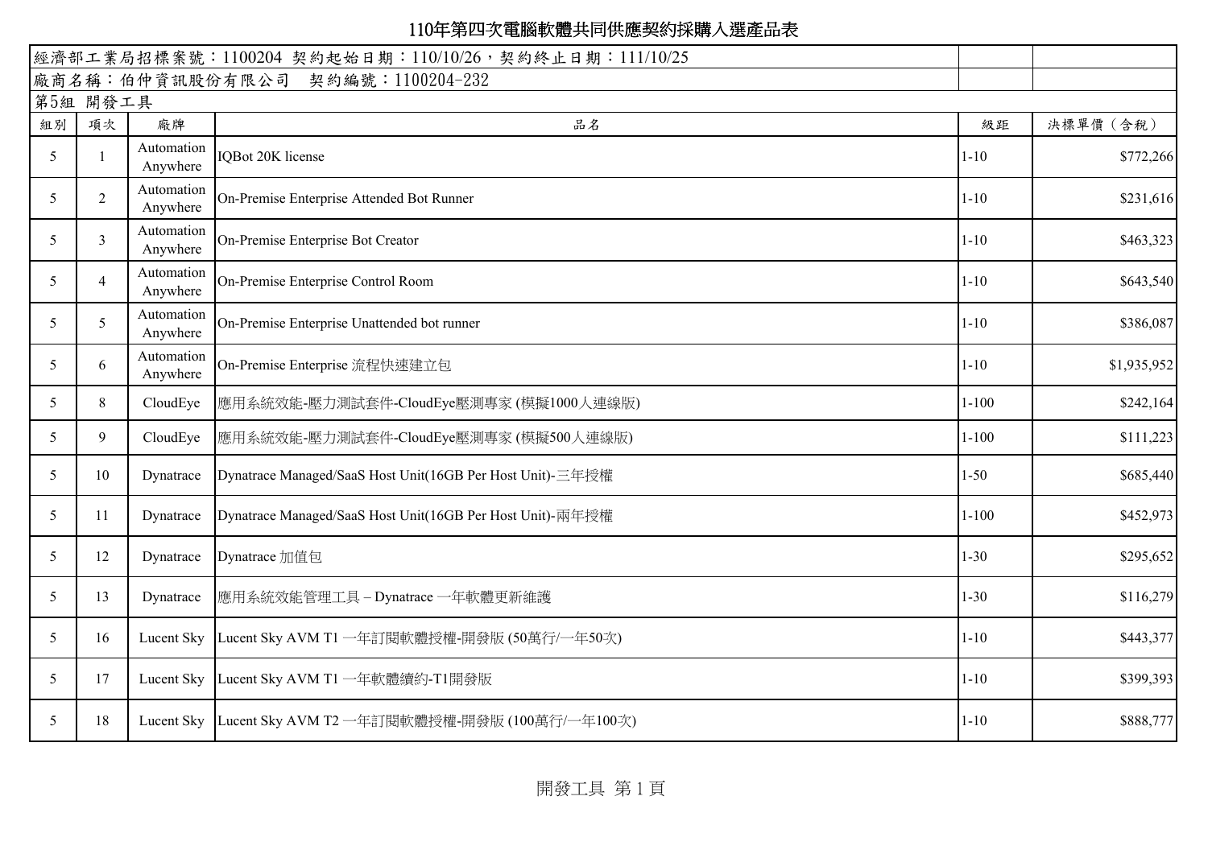# 110年第四次電腦軟體共同供應契約採購入選產品表

| 經濟部工業局招標案號：1100204 契約起始日期：110/10/26，契約終止日期：111/10/25 | | | | | |
|---|---|---|---|---|---|
| 廠商名稱：伯仲資訊股份有限公司　契約編號：1100204-232 | | | | | |
| 第5組 開發工具 | | | | | |
| 組別 | 項次 | 廠牌 | 品名 | 級距 | 決標單價（含稅） |
| 5 | 1 | Automation Anywhere | IQBot 20K license | 1-10 | $772,266 |
| 5 | 2 | Automation Anywhere | On-Premise Enterprise Attended Bot Runner | 1-10 | $231,616 |
| 5 | 3 | Automation Anywhere | On-Premise Enterprise Bot Creator | 1-10 | $463,323 |
| 5 | 4 | Automation Anywhere | On-Premise Enterprise Control Room | 1-10 | $643,540 |
| 5 | 5 | Automation Anywhere | On-Premise Enterprise Unattended bot runner | 1-10 | $386,087 |
| 5 | 6 | Automation Anywhere | On-Premise Enterprise 流程快速建立包 | 1-10 | $1,935,952 |
| 5 | 8 | CloudEye | 應用系統效能-壓力測試套件-CloudEye壓測專家 (模擬1000人連線版) | 1-100 | $242,164 |
| 5 | 9 | CloudEye | 應用系統效能-壓力測試套件-CloudEye壓測專家 (模擬500人連線版) | 1-100 | $111,223 |
| 5 | 10 | Dynatrace | Dynatrace Managed/SaaS Host Unit(16GB Per Host Unit)-三年授權 | 1-50 | $685,440 |
| 5 | 11 | Dynatrace | Dynatrace Managed/SaaS Host Unit(16GB Per Host Unit)-兩年授權 | 1-100 | $452,973 |
| 5 | 12 | Dynatrace | Dynatrace 加值包 | 1-30 | $295,652 |
| 5 | 13 | Dynatrace | 應用系統效能管理工具 – Dynatrace 一年軟體更新維護 | 1-30 | $116,279 |
| 5 | 16 | Lucent Sky | Lucent Sky AVM T1 一年訂閱軟體授權-開發版 (50萬行/一年50次) | 1-10 | $443,377 |
| 5 | 17 | Lucent Sky | Lucent Sky AVM T1 一年軟體續約-T1開發版 | 1-10 | $399,393 |
| 5 | 18 | Lucent Sky | Lucent Sky AVM T2 一年訂閱軟體授權-開發版 (100萬行/一年100次) | 1-10 | $888,777 |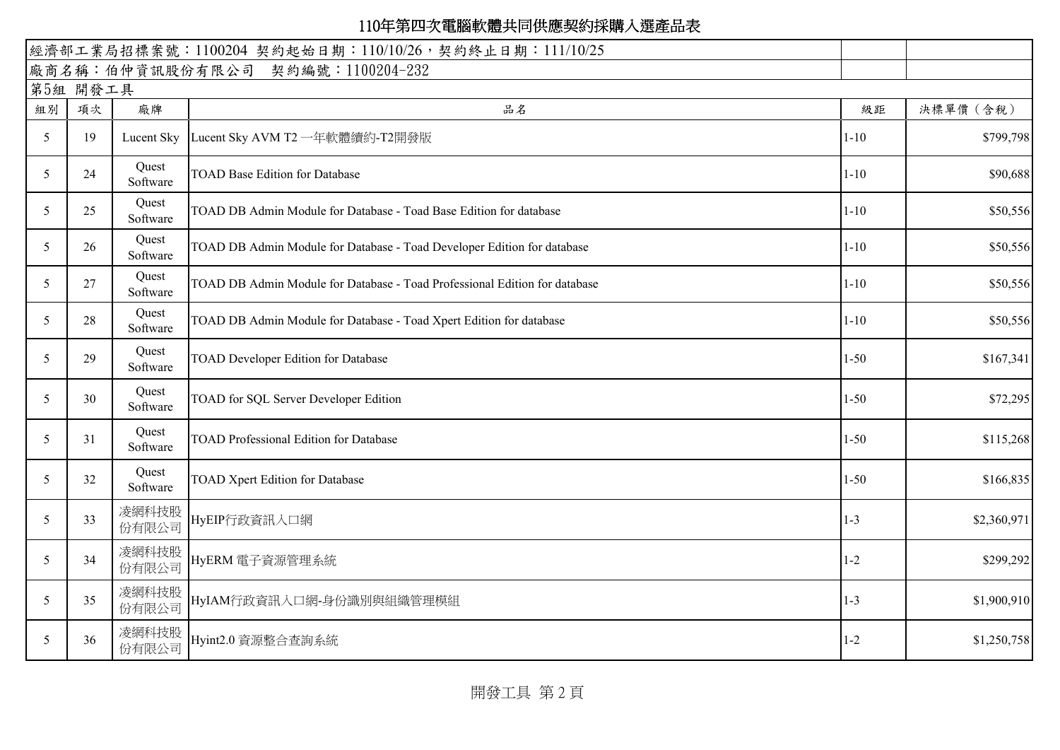# 110年第四次電腦軟體共同供應契約採購入選產品表

經濟部工業局招標案號：1100204 契約起始日期：110/10/26，契約終止日期：111/10/25

廠商名稱：伯仲資訊股份有限公司　契約編號：1100204-232

第5組 開發工具

| 組別 | 項次 | 廠牌 | 品名 | 級距 | 決標單價（含稅） |
|---|---|---|---|---|---|
| 5 | 19 | Lucent Sky | Lucent Sky AVM T2 一年軟體續約-T2開發版 | 1-10 | $799,798 |
| 5 | 24 | Quest Software | TOAD Base Edition for Database | 1-10 | $90,688 |
| 5 | 25 | Quest Software | TOAD DB Admin Module for Database - Toad Base Edition for database | 1-10 | $50,556 |
| 5 | 26 | Quest Software | TOAD DB Admin Module for Database - Toad Developer Edition for database | 1-10 | $50,556 |
| 5 | 27 | Quest Software | TOAD DB Admin Module for Database - Toad Professional Edition for database | 1-10 | $50,556 |
| 5 | 28 | Quest Software | TOAD DB Admin Module for Database - Toad Xpert Edition for database | 1-10 | $50,556 |
| 5 | 29 | Quest Software | TOAD Developer Edition for Database | 1-50 | $167,341 |
| 5 | 30 | Quest Software | TOAD for SQL Server Developer Edition | 1-50 | $72,295 |
| 5 | 31 | Quest Software | TOAD Professional Edition for Database | 1-50 | $115,268 |
| 5 | 32 | Quest Software | TOAD Xpert Edition for Database | 1-50 | $166,835 |
| 5 | 33 | 凌網科技股份有限公司 | HyEIP行政資訊入口網 | 1-3 | $2,360,971 |
| 5 | 34 | 凌網科技股份有限公司 | HyERM 電子資源管理系統 | 1-2 | $299,292 |
| 5 | 35 | 凌網科技股份有限公司 | HyIAM行政資訊入口網-身份識別與組織管理模組 | 1-3 | $1,900,910 |
| 5 | 36 | 凌網科技股份有限公司 | Hyint2.0 資源整合查詢系統 | 1-2 | $1,250,758 |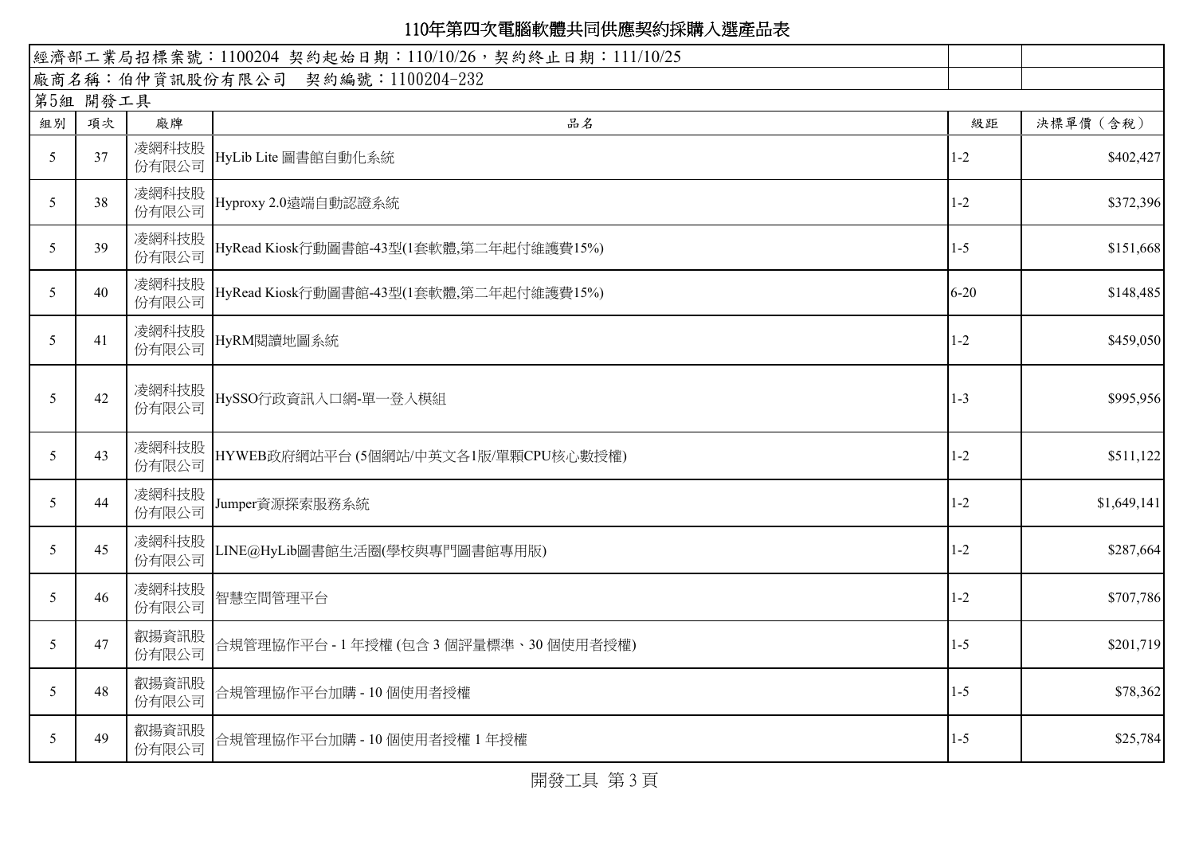# 110年第四次電腦軟體共同供應契約採購入選產品表

經濟部工業局招標案號：1100204 契約起始日期：110/10/26，契約終止日期：111/10/25

廠商名稱：伯仲資訊股份有限公司　契約編號：1100204-232

第5組 開發工具

| 組別 | 項次 | 廠牌 | 品名 | 級距 | 決標單價（含稅） |
|---|---|---|---|---|---|
| 5 | 37 | 凌網科技股份有限公司 | HyLib Lite 圖書館自動化系統 | 1-2 | $402,427 |
| 5 | 38 | 凌網科技股份有限公司 | Hyproxy 2.0遠端自動認證系統 | 1-2 | $372,396 |
| 5 | 39 | 凌網科技股份有限公司 | HyRead Kiosk行動圖書館-43型(1套軟體,第二年起付維護費15%) | 1-5 | $151,668 |
| 5 | 40 | 凌網科技股份有限公司 | HyRead Kiosk行動圖書館-43型(1套軟體,第二年起付維護費15%) | 6-20 | $148,485 |
| 5 | 41 | 凌網科技股份有限公司 | HyRM閱讀地圖系統 | 1-2 | $459,050 |
| 5 | 42 | 凌網科技股份有限公司 | HySSO行政資訊入口網-單一登入模組 | 1-3 | $995,956 |
| 5 | 43 | 凌網科技股份有限公司 | HYWEB政府網站平台 (5個網站/中英文各1版/單顆CPU核心數授權) | 1-2 | $511,122 |
| 5 | 44 | 凌網科技股份有限公司 | Jumper資源探索服務系統 | 1-2 | $1,649,141 |
| 5 | 45 | 凌網科技股份有限公司 | LINE@HyLib圖書館生活圈(學校與專門圖書館專用版) | 1-2 | $287,664 |
| 5 | 46 | 凌網科技股份有限公司 | 智慧空間管理平台 | 1-2 | $707,786 |
| 5 | 47 | 叡揚資訊股份有限公司 | 合規管理協作平台 - 1 年授權 (包含 3 個評量標準、30 個使用者授權) | 1-5 | $201,719 |
| 5 | 48 | 叡揚資訊股份有限公司 | 合規管理協作平台加購 - 10 個使用者授權 | 1-5 | $78,362 |
| 5 | 49 | 叡揚資訊股份有限公司 | 合規管理協作平台加購 - 10 個使用者授權 1 年授權 | 1-5 | $25,784 |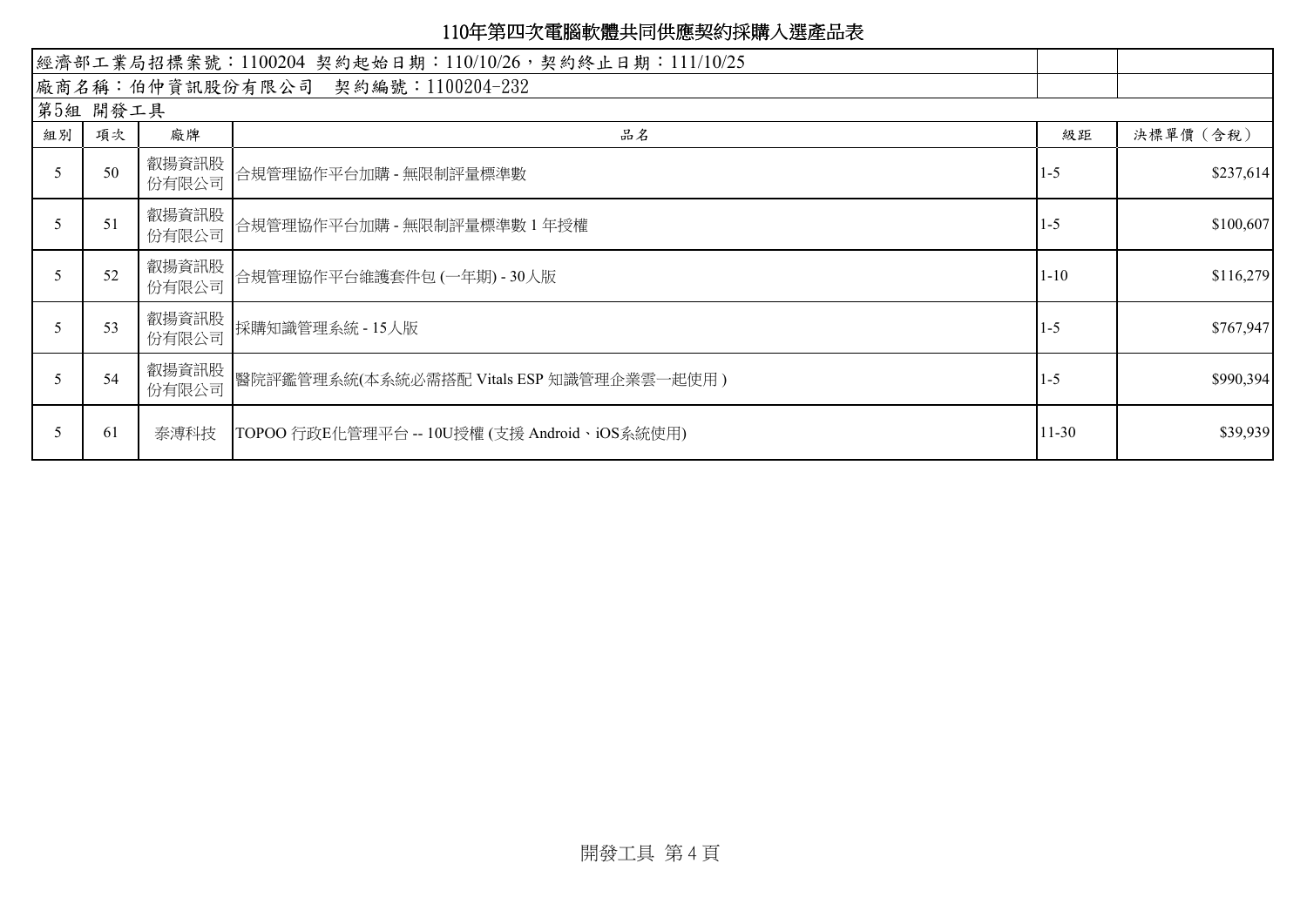# 110年第四次電腦軟體共同供應契約採購入選產品表

經濟部工業局招標案號：1100204 契約起始日期：110/10/26，契約終止日期：111/10/25

廠商名稱：伯仲資訊股份有限公司　契約編號：1100204-232

第5組 開發工具

| 組別 | 項次 | 廠牌 | 品名 | 級距 | 決標單價（含稅） |
|---|---|---|---|---|---|
| 5 | 50 | 叡揚資訊股份有限公司 | 合規管理協作平台加購 - 無限制評量標準數 | 1-5 | $237,614 |
| 5 | 51 | 叡揚資訊股份有限公司 | 合規管理協作平台加購 - 無限制評量標準數 1 年授權 | 1-5 | $100,607 |
| 5 | 52 | 叡揚資訊股份有限公司 | 合規管理協作平台維護套件包 (一年期) - 30人版 | 1-10 | $116,279 |
| 5 | 53 | 叡揚資訊股份有限公司 | 採購知識管理系統 - 15人版 | 1-5 | $767,947 |
| 5 | 54 | 叡揚資訊股份有限公司 | 醫院評鑑管理系統(本系統必需搭配 Vitals ESP 知識管理企業雲一起使用 ) | 1-5 | $990,394 |
| 5 | 61 | 泰溥科技 | TOPOO 行政E化管理平台 -- 10U授權 (支援 Android、iOS系統使用) | 11-30 | $39,939 |